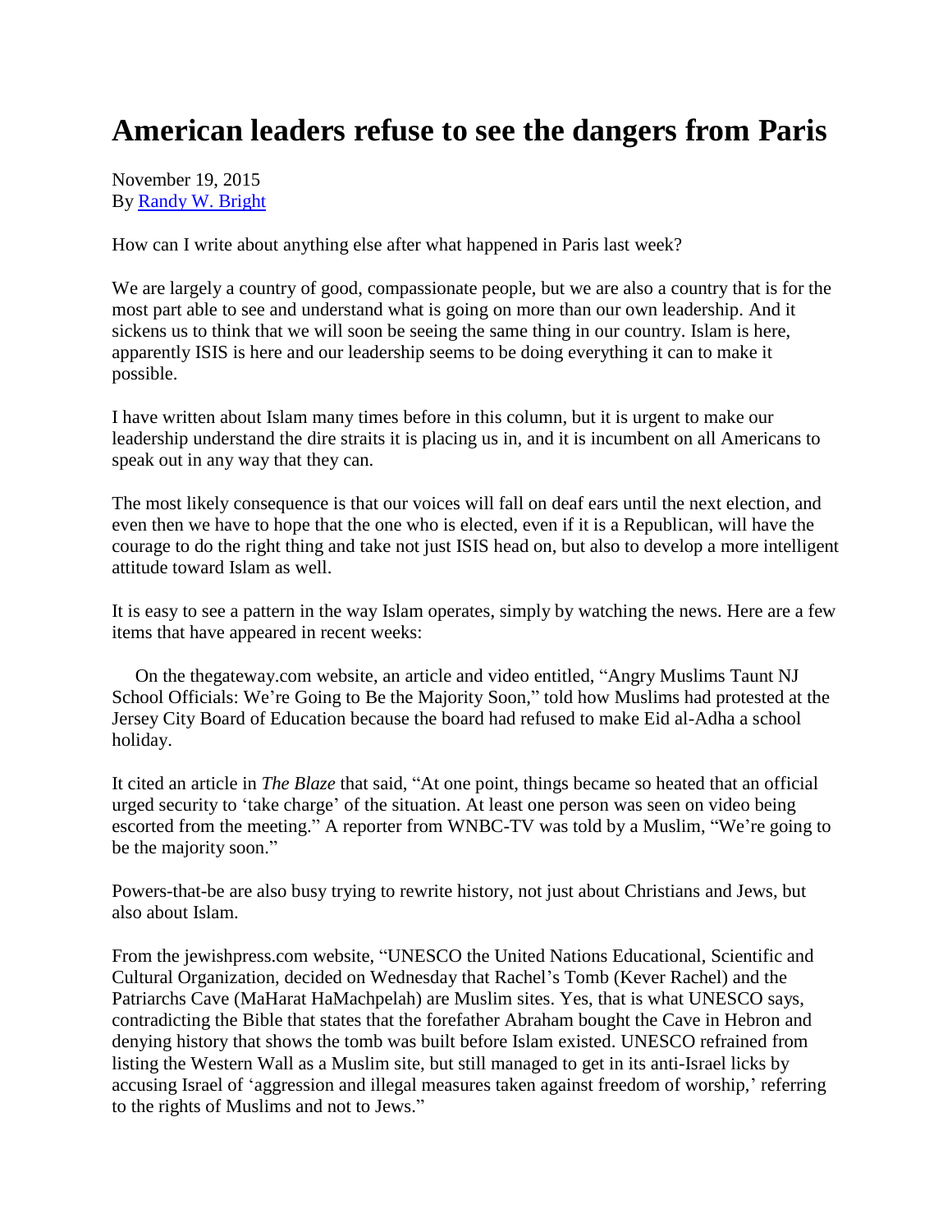# American leaders refuse to see the dangers from Paris

November 19, 2015
By [Randy W. Bright]

How can I write about anything else after what happened in Paris last week?

We are largely a country of good, compassionate people, but we are also a country that is for the most part able to see and understand what is going on more than our own leadership. And it sickens us to think that we will soon be seeing the same thing in our country. Islam is here, apparently ISIS is here and our leadership seems to be doing everything it can to make it possible.

I have written about Islam many times before in this column, but it is urgent to make our leadership understand the dire straits it is placing us in, and it is incumbent on all Americans to speak out in any way that they can.

The most likely consequence is that our voices will fall on deaf ears until the next election, and even then we have to hope that the one who is elected, even if it is a Republican, will have the courage to do the right thing and take not just ISIS head on, but also to develop a more intelligent attitude toward Islam as well.

It is easy to see a pattern in the way Islam operates, simply by watching the news. Here are a few items that have appeared in recent weeks:

On the thegateway.com website, an article and video entitled, "Angry Muslims Taunt NJ School Officials: We're Going to Be the Majority Soon," told how Muslims had protested at the Jersey City Board of Education because the board had refused to make Eid al-Adha a school holiday.

It cited an article in *The Blaze* that said, "At one point, things became so heated that an official urged security to 'take charge' of the situation. At least one person was seen on video being escorted from the meeting." A reporter from WNBC-TV was told by a Muslim, "We're going to be the majority soon."

Powers-that-be are also busy trying to rewrite history, not just about Christians and Jews, but also about Islam.

From the jewishpress.com website, "UNESCO the United Nations Educational, Scientific and Cultural Organization, decided on Wednesday that Rachel's Tomb (Kever Rachel) and the Patriarchs Cave (MaHarat HaMachpelah) are Muslim sites. Yes, that is what UNESCO says, contradicting the Bible that states that the forefather Abraham bought the Cave in Hebron and denying history that shows the tomb was built before Islam existed. UNESCO refrained from listing the Western Wall as a Muslim site, but still managed to get in its anti-Israel licks by accusing Israel of 'aggression and illegal measures taken against freedom of worship,' referring to the rights of Muslims and not to Jews."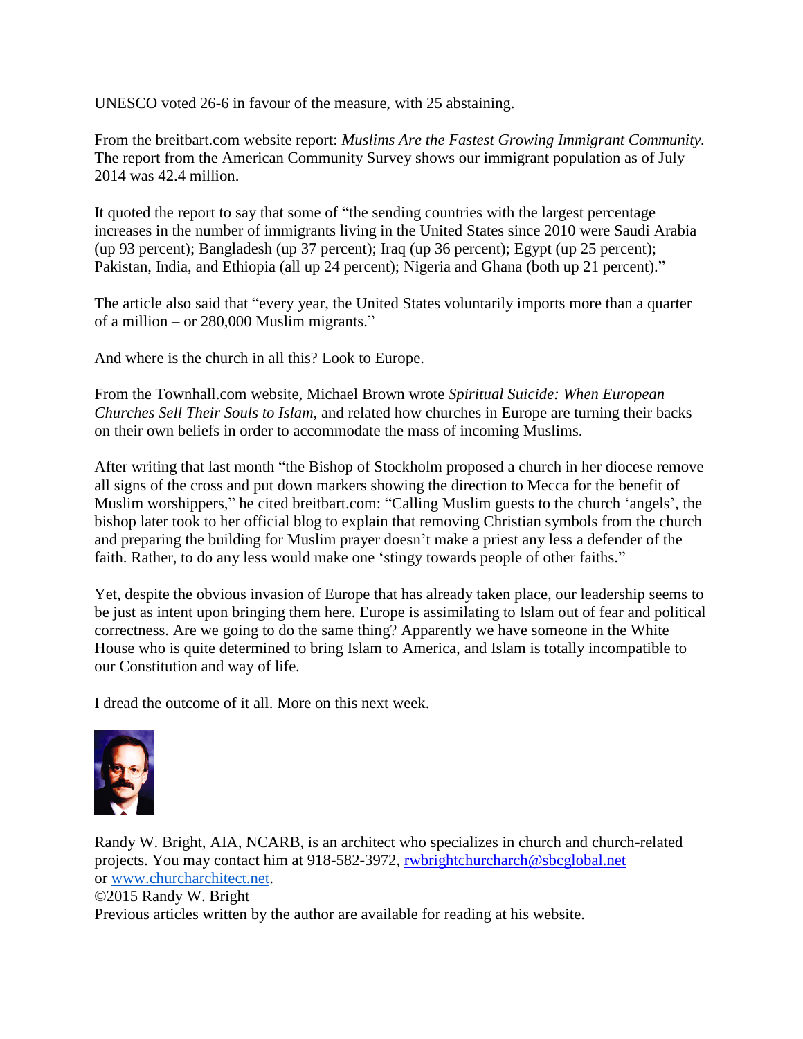UNESCO voted 26-6 in favour of the measure, with 25 abstaining.

From the breitbart.com website report: *Muslims Are the Fastest Growing Immigrant Community.* The report from the American Community Survey shows our immigrant population as of July 2014 was 42.4 million.

It quoted the report to say that some of "the sending countries with the largest percentage increases in the number of immigrants living in the United States since 2010 were Saudi Arabia (up 93 percent); Bangladesh (up 37 percent); Iraq (up 36 percent); Egypt (up 25 percent); Pakistan, India, and Ethiopia (all up 24 percent); Nigeria and Ghana (both up 21 percent)."

The article also said that "every year, the United States voluntarily imports more than a quarter of a million – or 280,000 Muslim migrants."

And where is the church in all this? Look to Europe.

From the Townhall.com website, Michael Brown wrote *Spiritual Suicide: When European Churches Sell Their Souls to Islam,* and related how churches in Europe are turning their backs on their own beliefs in order to accommodate the mass of incoming Muslims.

After writing that last month "the Bishop of Stockholm proposed a church in her diocese remove all signs of the cross and put down markers showing the direction to Mecca for the benefit of Muslim worshippers," he cited breitbart.com: "Calling Muslim guests to the church 'angels', the bishop later took to her official blog to explain that removing Christian symbols from the church and preparing the building for Muslim prayer doesn't make a priest any less a defender of the faith. Rather, to do any less would make one 'stingy towards people of other faiths."

Yet, despite the obvious invasion of Europe that has already taken place, our leadership seems to be just as intent upon bringing them here. Europe is assimilating to Islam out of fear and political correctness. Are we going to do the same thing? Apparently we have someone in the White House who is quite determined to bring Islam to America, and Islam is totally incompatible to our Constitution and way of life.

I dread the outcome of it all. More on this next week.

Randy W. Bright, AIA, NCARB, is an architect who specializes in church and church-related projects. You may contact him at 918-582-3972, rwbrightchurcharch@sbcglobal.net or www.churcharchitect.net.
©2015 Randy W. Bright
Previous articles written by the author are available for reading at his website.